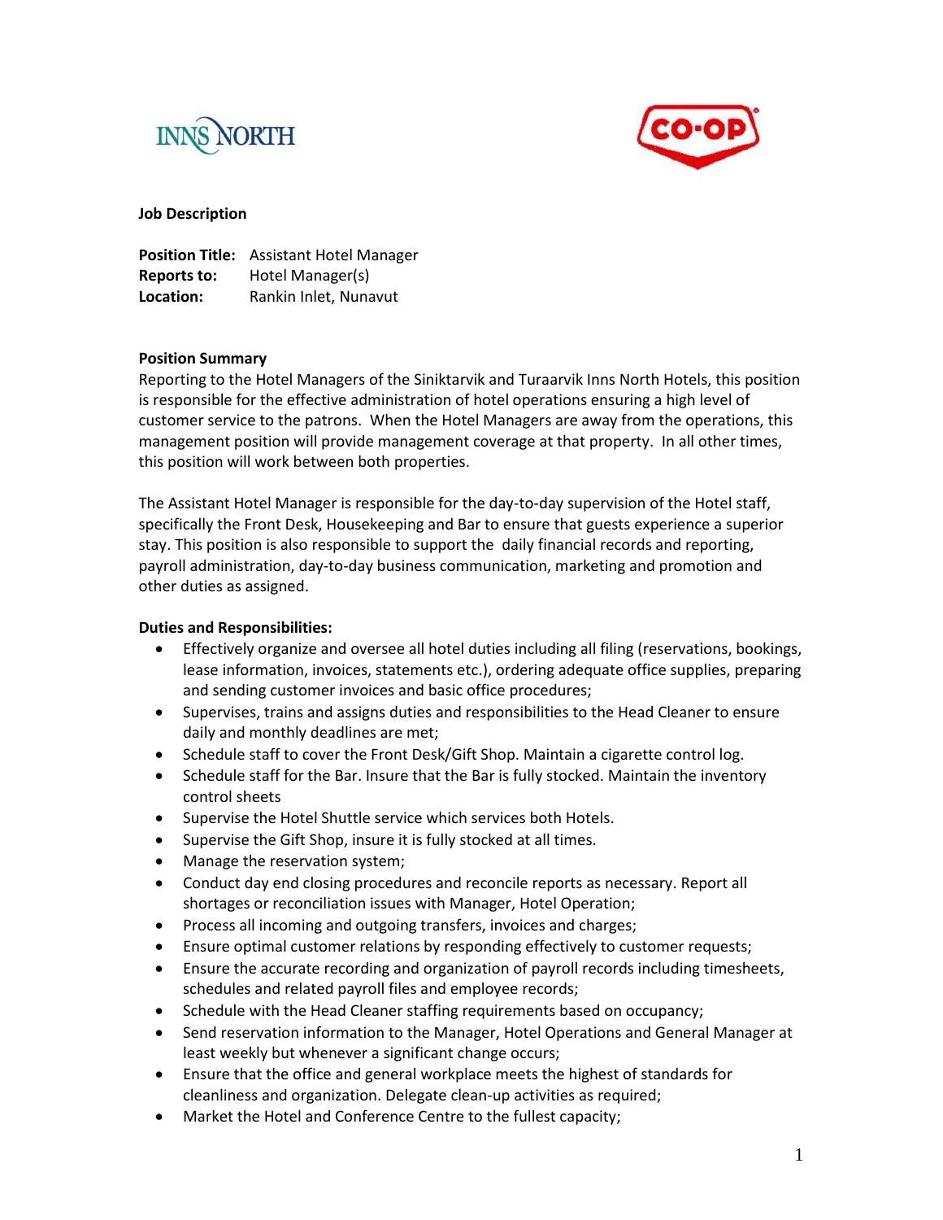**Job Description**

**Position Title:** Assistant Hotel Manager
**Reports to:** Hotel Manager(s)
**Location:** Rankin Inlet, Nunavut

**Position Summary**

Reporting to the Hotel Managers of the Siniktarvik and Turaarvik Inns North Hotels, this position is responsible for the effective administration of hotel operations ensuring a high level of customer service to the patrons. When the Hotel Managers are away from the operations, this management position will provide management coverage at that property. In all other times, this position will work between both properties.

The Assistant Hotel Manager is responsible for the day-to-day supervision of the Hotel staff, specifically the Front Desk, Housekeeping and Bar to ensure that guests experience a superior stay. This position is also responsible to support the daily financial records and reporting, payroll administration, day-to-day business communication, marketing and promotion and other duties as assigned.

**Duties and Responsibilities:**

- Effectively organize and oversee all hotel duties including all filing (reservations, bookings, lease information, invoices, statements etc.), ordering adequate office supplies, preparing and sending customer invoices and basic office procedures;
- Supervises, trains and assigns duties and responsibilities to the Head Cleaner to ensure daily and monthly deadlines are met;
- Schedule staff to cover the Front Desk/Gift Shop. Maintain a cigarette control log.
- Schedule staff for the Bar. Insure that the Bar is fully stocked. Maintain the inventory control sheets
- Supervise the Hotel Shuttle service which services both Hotels.
- Supervise the Gift Shop, insure it is fully stocked at all times.
- Manage the reservation system;
- Conduct day end closing procedures and reconcile reports as necessary. Report all shortages or reconciliation issues with Manager, Hotel Operation;
- Process all incoming and outgoing transfers, invoices and charges;
- Ensure optimal customer relations by responding effectively to customer requests;
- Ensure the accurate recording and organization of payroll records including timesheets, schedules and related payroll files and employee records;
- Schedule with the Head Cleaner staffing requirements based on occupancy;
- Send reservation information to the Manager, Hotel Operations and General Manager at least weekly but whenever a significant change occurs;
- Ensure that the office and general workplace meets the highest of standards for cleanliness and organization. Delegate clean-up activities as required;
- Market the Hotel and Conference Centre to the fullest capacity;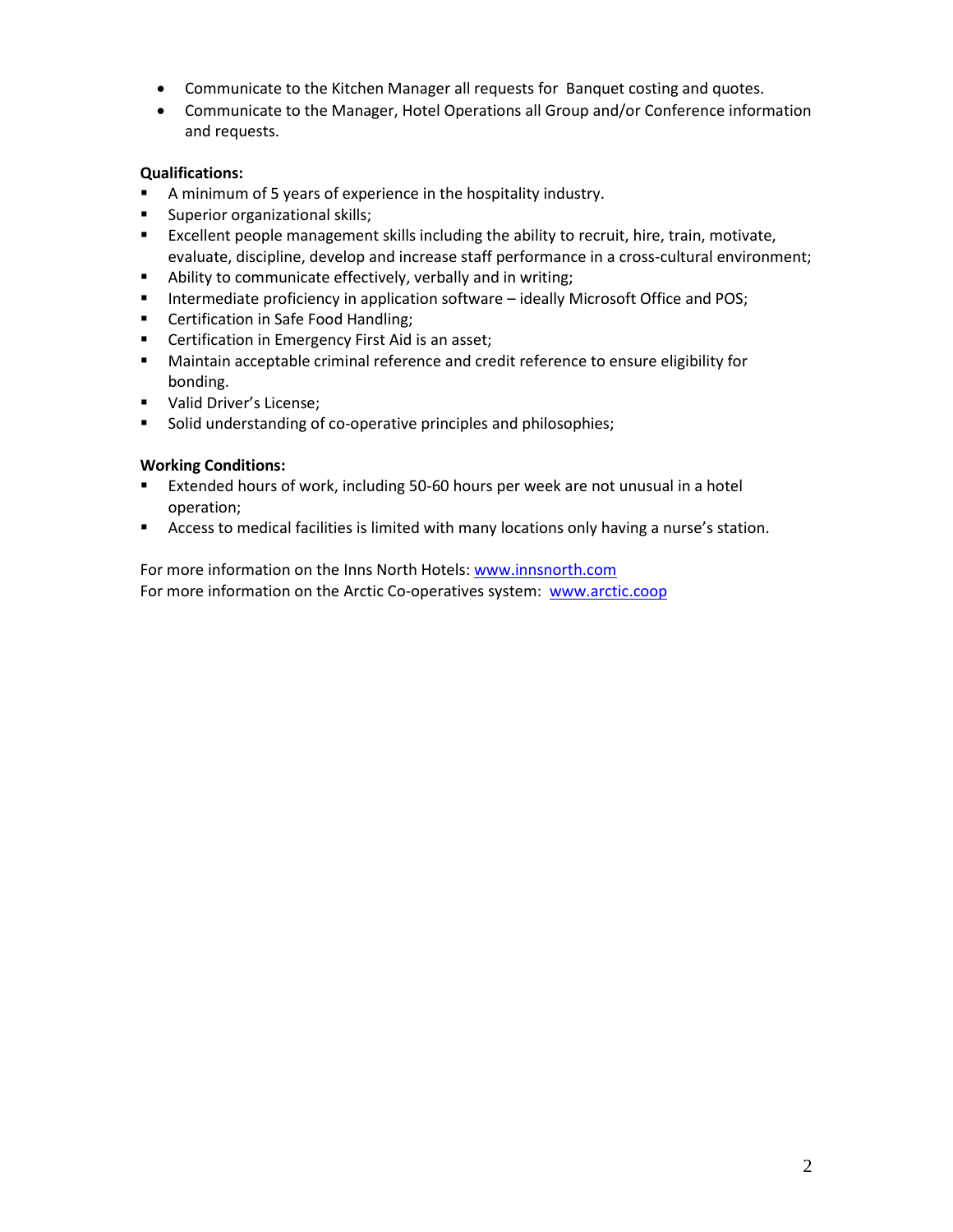- Communicate to the Kitchen Manager all requests for Banquet costing and quotes.
- Communicate to the Manager, Hotel Operations all Group and/or Conference information and requests.

**Qualifications:**

- A minimum of 5 years of experience in the hospitality industry.
- Superior organizational skills;
- Excellent people management skills including the ability to recruit, hire, train, motivate, evaluate, discipline, develop and increase staff performance in a cross-cultural environment;
- Ability to communicate effectively, verbally and in writing;
- Intermediate proficiency in application software – ideally Microsoft Office and POS;
- Certification in Safe Food Handling;
- Certification in Emergency First Aid is an asset;
- Maintain acceptable criminal reference and credit reference to ensure eligibility for bonding.
- Valid Driver's License;
- Solid understanding of co-operative principles and philosophies;

**Working Conditions:**

- Extended hours of work, including 50-60 hours per week are not unusual in a hotel operation;
- Access to medical facilities is limited with many locations only having a nurse's station.

For more information on the Inns North Hotels: [www.innsnorth.com](http://www.innsnorth.com)
For more information on the Arctic Co-operatives system: [www.arctic.coop](http://www.arctic.coop)